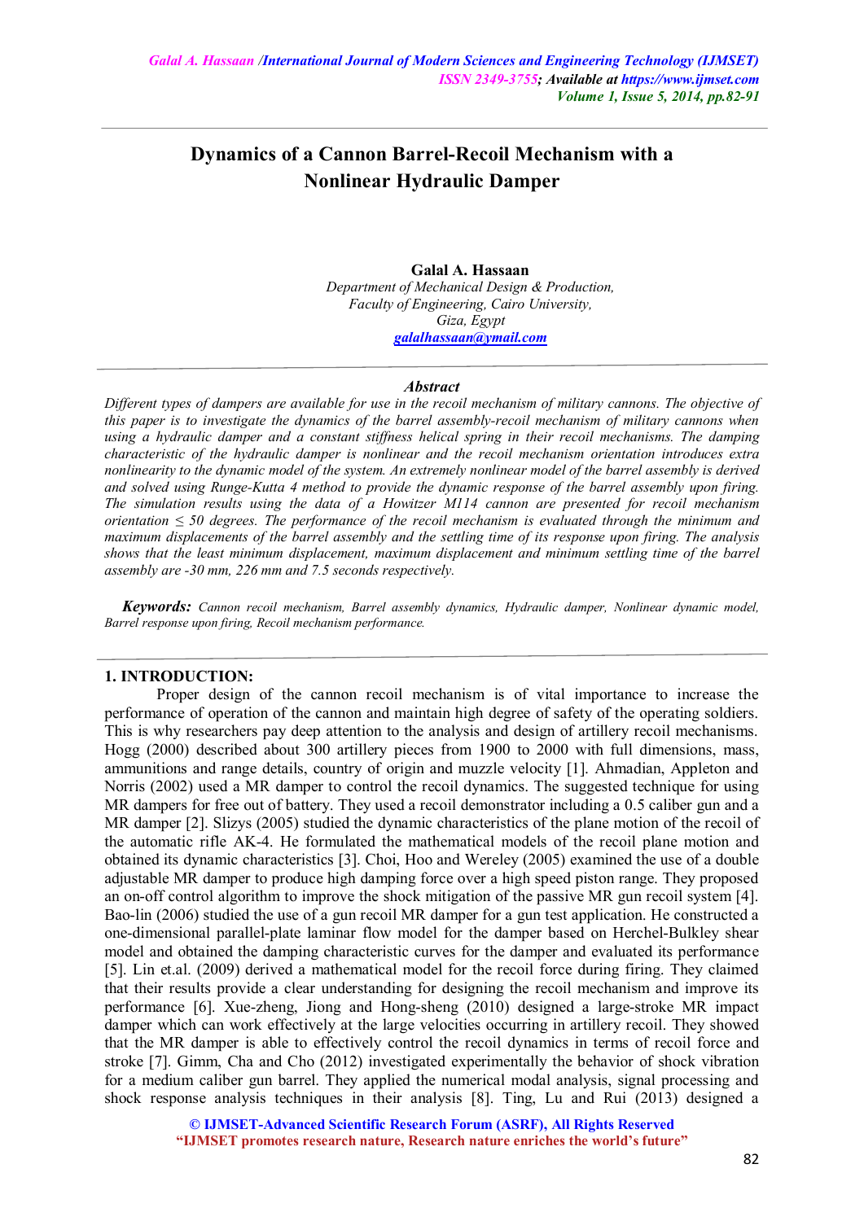# Dynamics of a Cannon Barrel-Recoil Mechanism with a Nonlinear Hydraulic Damper

**Galal A. Hassaan**

*Department of Mechanical Design & Production,*
*Faculty of Engineering, Cairo University,*
*Giza, Egypt*
galalhassaan@ymail.com

### *Abstract*

*Different types of dampers are available for use in the recoil mechanism of military cannons. The objective of this paper is to investigate the dynamics of the barrel assembly-recoil mechanism of military cannons when using a hydraulic damper and a constant stiffness helical spring in their recoil mechanisms. The damping characteristic of the hydraulic damper is nonlinear and the recoil mechanism orientation introduces extra nonlinearity to the dynamic model of the system. An extremely nonlinear model of the barrel assembly is derived and solved using Runge-Kutta 4 method to provide the dynamic response of the barrel assembly upon firing. The simulation results using the data of a Howitzer M114 cannon are presented for recoil mechanism orientation ≤ 50 degrees. The performance of the recoil mechanism is evaluated through the minimum and maximum displacements of the barrel assembly and the settling time of its response upon firing. The analysis shows that the least minimum displacement, maximum displacement and minimum settling time of the barrel assembly are -30 mm, 226 mm and 7.5 seconds respectively.*

***Keywords:*** *Cannon recoil mechanism, Barrel assembly dynamics, Hydraulic damper, Nonlinear dynamic model, Barrel response upon firing, Recoil mechanism performance.*

## 1. INTRODUCTION:

Proper design of the cannon recoil mechanism is of vital importance to increase the performance of operation of the cannon and maintain high degree of safety of the operating soldiers. This is why researchers pay deep attention to the analysis and design of artillery recoil mechanisms. Hogg (2000) described about 300 artillery pieces from 1900 to 2000 with full dimensions, mass, ammunitions and range details, country of origin and muzzle velocity [1]. Ahmadian, Appleton and Norris (2002) used a MR damper to control the recoil dynamics. The suggested technique for using MR dampers for free out of battery. They used a recoil demonstrator including a 0.5 caliber gun and a MR damper [2]. Slizys (2005) studied the dynamic characteristics of the plane motion of the recoil of the automatic rifle AK-4. He formulated the mathematical models of the recoil plane motion and obtained its dynamic characteristics [3]. Choi, Hoo and Wereley (2005) examined the use of a double adjustable MR damper to produce high damping force over a high speed piston range. They proposed an on-off control algorithm to improve the shock mitigation of the passive MR gun recoil system [4]. Bao-lin (2006) studied the use of a gun recoil MR damper for a gun test application. He constructed a one-dimensional parallel-plate laminar flow model for the damper based on Herchel-Bulkley shear model and obtained the damping characteristic curves for the damper and evaluated its performance [5]. Lin et.al. (2009) derived a mathematical model for the recoil force during firing. They claimed that their results provide a clear understanding for designing the recoil mechanism and improve its performance [6]. Xue-zheng, Jiong and Hong-sheng (2010) designed a large-stroke MR impact damper which can work effectively at the large velocities occurring in artillery recoil. They showed that the MR damper is able to effectively control the recoil dynamics in terms of recoil force and stroke [7]. Gimm, Cha and Cho (2012) investigated experimentally the behavior of shock vibration for a medium caliber gun barrel. They applied the numerical modal analysis, signal processing and shock response analysis techniques in their analysis [8]. Ting, Lu and Rui (2013) designed a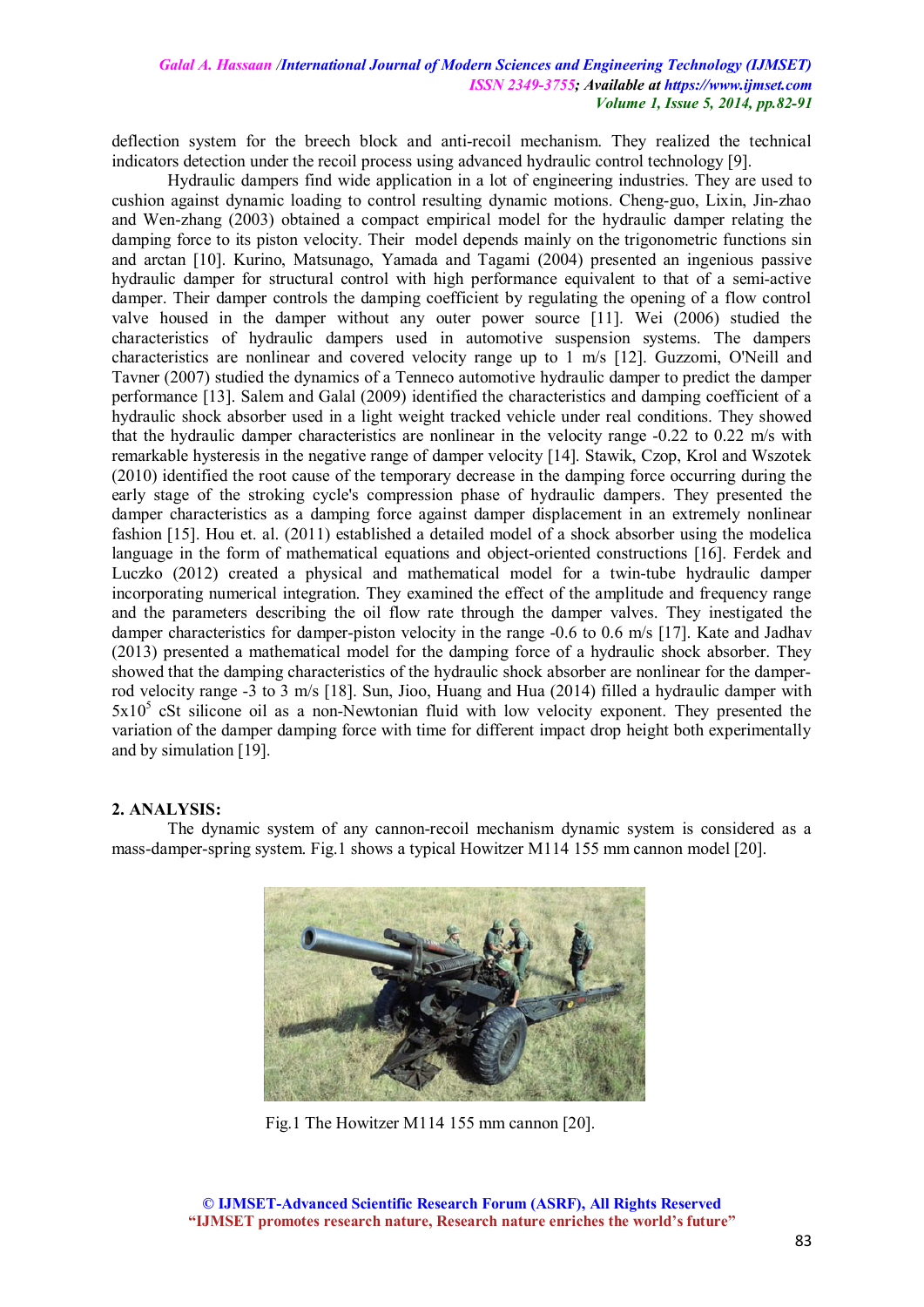deflection system for the breech block and anti-recoil mechanism. They realized the technical indicators detection under the recoil process using advanced hydraulic control technology [9].

Hydraulic dampers find wide application in a lot of engineering industries. They are used to cushion against dynamic loading to control resulting dynamic motions. Cheng-guo, Lixin, Jin-zhao and Wen-zhang (2003) obtained a compact empirical model for the hydraulic damper relating the damping force to its piston velocity. Their model depends mainly on the trigonometric functions sin and arctan [10]. Kurino, Matsunago, Yamada and Tagami (2004) presented an ingenious passive hydraulic damper for structural control with high performance equivalent to that of a semi-active damper. Their damper controls the damping coefficient by regulating the opening of a flow control valve housed in the damper without any outer power source [11]. Wei (2006) studied the characteristics of hydraulic dampers used in automotive suspension systems. The dampers characteristics are nonlinear and covered velocity range up to 1 m/s [12]. Guzzomi, O'Neill and Tavner (2007) studied the dynamics of a Tenneco automotive hydraulic damper to predict the damper performance [13]. Salem and Galal (2009) identified the characteristics and damping coefficient of a hydraulic shock absorber used in a light weight tracked vehicle under real conditions. They showed that the hydraulic damper characteristics are nonlinear in the velocity range -0.22 to 0.22 m/s with remarkable hysteresis in the negative range of damper velocity [14]. Stawik, Czop, Krol and Wszotek (2010) identified the root cause of the temporary decrease in the damping force occurring during the early stage of the stroking cycle's compression phase of hydraulic dampers. They presented the damper characteristics as a damping force against damper displacement in an extremely nonlinear fashion [15]. Hou et. al. (2011) established a detailed model of a shock absorber using the modelica language in the form of mathematical equations and object-oriented constructions [16]. Ferdek and Luczko (2012) created a physical and mathematical model for a twin-tube hydraulic damper incorporating numerical integration. They examined the effect of the amplitude and frequency range and the parameters describing the oil flow rate through the damper valves. They inestigated the damper characteristics for damper-piston velocity in the range -0.6 to 0.6 m/s [17]. Kate and Jadhav (2013) presented a mathematical model for the damping force of a hydraulic shock absorber. They showed that the damping characteristics of the hydraulic shock absorber are nonlinear for the damper-rod velocity range -3 to 3 m/s [18]. Sun, Jioo, Huang and Hua (2014) filled a hydraulic damper with $5 \times 10^5$ cSt silicone oil as a non-Newtonian fluid with low velocity exponent. They presented the variation of the damper damping force with time for different impact drop height both experimentally and by simulation [19].

## 2. ANALYSIS:

The dynamic system of any cannon-recoil mechanism dynamic system is considered as a mass-damper-spring system. Fig.1 shows a typical Howitzer M114 155 mm cannon model [20].

Fig.1 The Howitzer M114 155 mm cannon [20].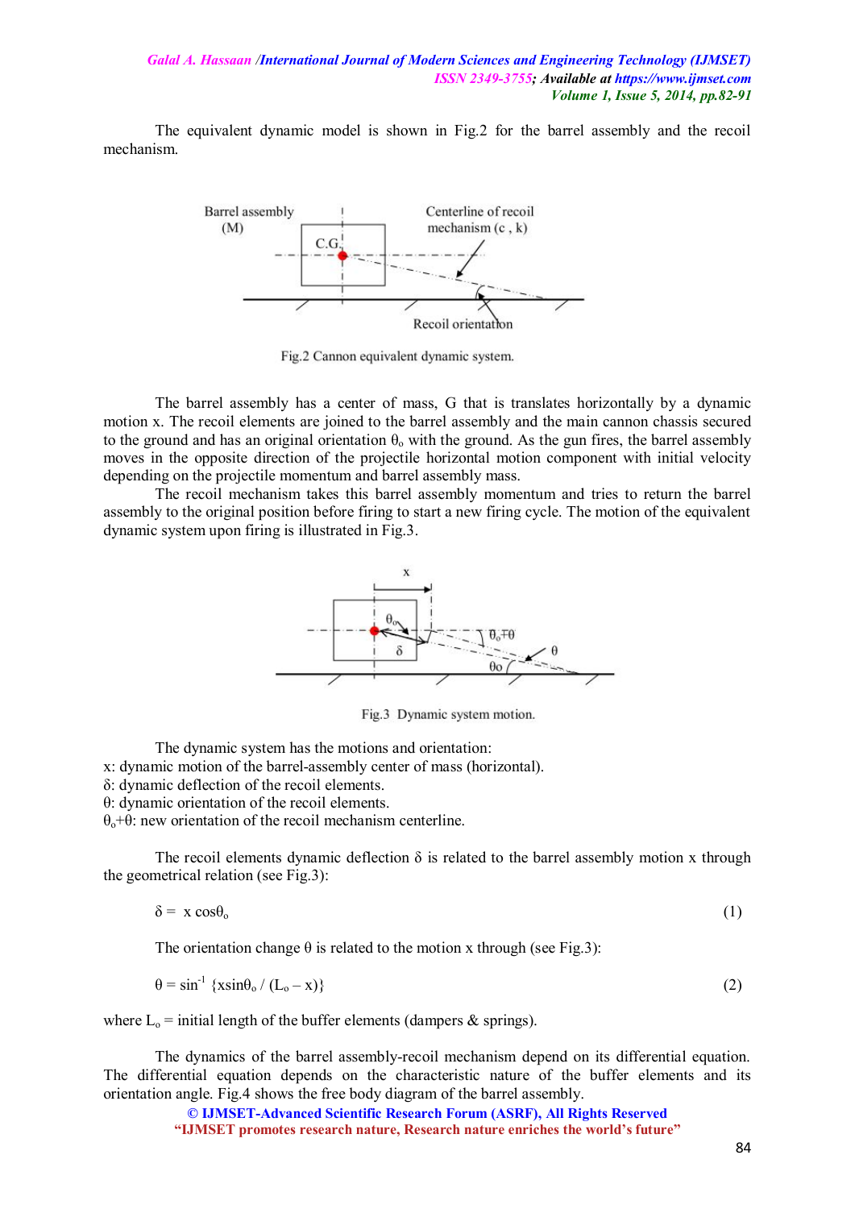The equivalent dynamic model is shown in Fig.2 for the barrel assembly and the recoil mechanism.

Fig.2 Cannon equivalent dynamic system.

The barrel assembly has a center of mass, G that is translates horizontally by a dynamic motion x. The recoil elements are joined to the barrel assembly and the main cannon chassis secured to the ground and has an original orientation $\theta_o$ with the ground. As the gun fires, the barrel assembly moves in the opposite direction of the projectile horizontal motion component with initial velocity depending on the projectile momentum and barrel assembly mass.

The recoil mechanism takes this barrel assembly momentum and tries to return the barrel assembly to the original position before firing to start a new firing cycle. The motion of the equivalent dynamic system upon firing is illustrated in Fig.3.

Fig.3 Dynamic system motion.

The dynamic system has the motions and orientation:
x: dynamic motion of the barrel-assembly center of mass (horizontal).
$\delta$: dynamic deflection of the recoil elements.
$\theta$: dynamic orientation of the recoil elements.
$\theta_o+\theta$: new orientation of the recoil mechanism centerline.

The recoil elements dynamic deflection $\delta$ is related to the barrel assembly motion x through the geometrical relation (see Fig.3):

$$\delta = x \cos\theta_o \tag{1}$$

The orientation change $\theta$ is related to the motion x through (see Fig.3):

$$\theta = \sin^{-1} \{x\sin\theta_o / (L_o - x)\} \tag{2}$$

where $L_o$ = initial length of the buffer elements (dampers & springs).

The dynamics of the barrel assembly-recoil mechanism depend on its differential equation. The differential equation depends on the characteristic nature of the buffer elements and its orientation angle. Fig.4 shows the free body diagram of the barrel assembly.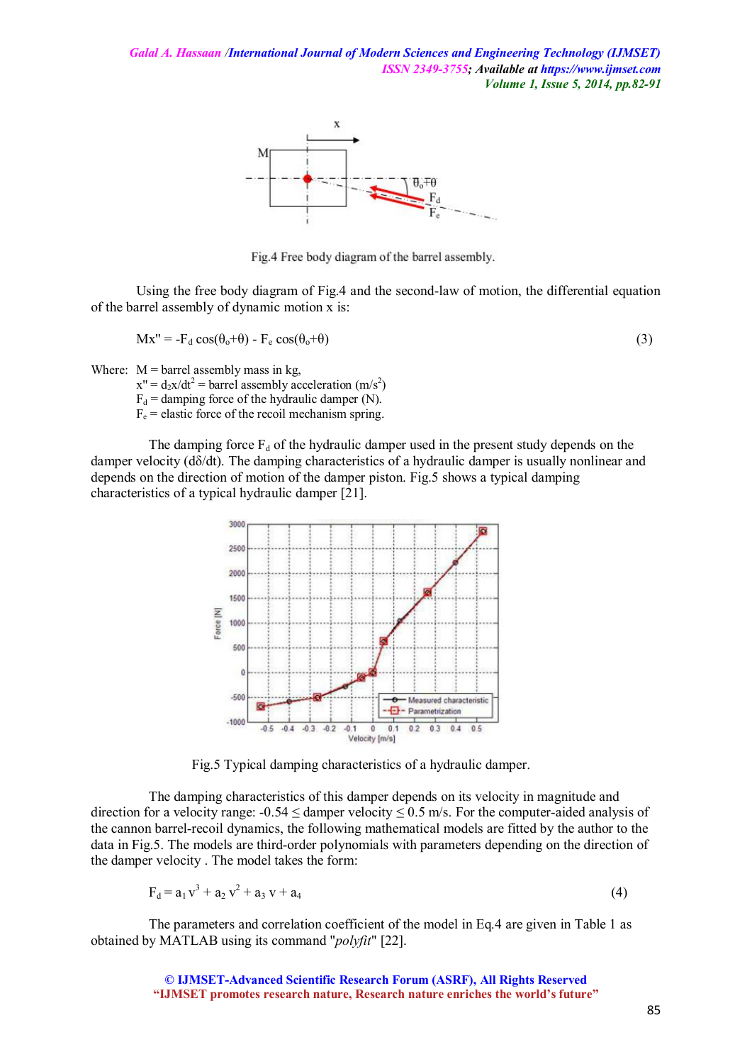Fig.4 Free body diagram of the barrel assembly.

Using the free body diagram of Fig.4 and the second-law of motion, the differential equation of the barrel assembly of dynamic motion x is:

$$Mx'' = -F_d \cos(\theta_o+\theta) - F_e \cos(\theta_o+\theta) \quad (3)$$

Where: M = barrel assembly mass in kg,
$x'' = d_2x/dt^2$ = barrel assembly acceleration ($m/s^2$)
$F_d$ = damping force of the hydraulic damper (N).
$F_e$ = elastic force of the recoil mechanism spring.

The damping force $F_d$ of the hydraulic damper used in the present study depends on the damper velocity ($d\delta/dt$). The damping characteristics of a hydraulic damper is usually nonlinear and depends on the direction of motion of the damper piston. Fig.5 shows a typical damping characteristics of a typical hydraulic damper [21].

Fig.5 Typical damping characteristics of a hydraulic damper.

The damping characteristics of this damper depends on its velocity in magnitude and direction for a velocity range: $-0.54 \leq$ damper velocity $\leq 0.5$ m/s. For the computer-aided analysis of the cannon barrel-recoil dynamics, the following mathematical models are fitted by the author to the data in Fig.5. The models are third-order polynomials with parameters depending on the direction of the damper velocity . The model takes the form:

$$F_d = a_1 v^3 + a_2 v^2 + a_3 v + a_4 \quad (4)$$

The parameters and correlation coefficient of the model in Eq.4 are given in Table 1 as obtained by MATLAB using its command "*polyfit*" [22].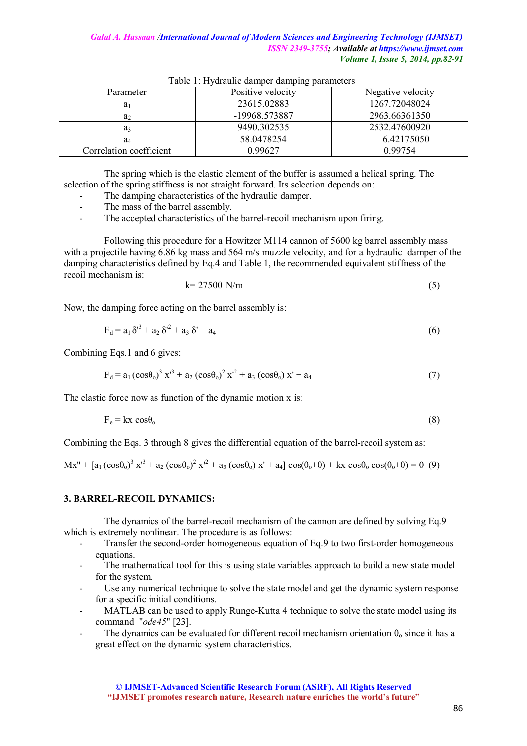Table 1: Hydraulic damper damping parameters

| Parameter | Positive velocity | Negative velocity |
|---|---|---|
| $a_1$ | 23615.02883 | 1267.72048024 |
| $a_2$ | -19968.573887 | 2963.66361350 |
| $a_3$ | 9490.302535 | 2532.47600920 |
| $a_4$ | 58.0478254 | 6.42175050 |
| Correlation coefficient | 0.99627 | 0.99754 |

The spring which is the elastic element of the buffer is assumed a helical spring. The selection of the spring stiffness is not straight forward. Its selection depends on:

- The damping characteristics of the hydraulic damper.
- The mass of the barrel assembly.
- The accepted characteristics of the barrel-recoil mechanism upon firing.

Following this procedure for a Howitzer M114 cannon of 5600 kg barrel assembly mass with a projectile having 6.86 kg mass and 564 m/s muzzle velocity, and for a hydraulic damper of the damping characteristics defined by Eq.4 and Table 1, the recommended equivalent stiffness of the recoil mechanism is:

$$k= 27500 \text{ N/m} \tag{5}$$

Now, the damping force acting on the barrel assembly is:

$$F_d = a_1 \delta'^3 + a_2 \delta'^2 + a_3 \delta' + a_4 \tag{6}$$

Combining Eqs.1 and 6 gives:

$$F_d = a_1 (\cos\theta_o)^3 x'^3 + a_2 (\cos\theta_o)^2 x'^2 + a_3 (\cos\theta_o) x' + a_4 \tag{7}$$

The elastic force now as function of the dynamic motion x is:

$$F_e = kx \cos\theta_o \tag{8}$$

Combining the Eqs. 3 through 8 gives the differential equation of the barrel-recoil system as:

$$Mx'' + [a_1 (\cos\theta_o)^3 x'^3 + a_2 (\cos\theta_o)^2 x'^2 + a_3 (\cos\theta_o) x' + a_4] \cos(\theta_o+\theta) + kx \cos\theta_o \cos(\theta_o+\theta) = 0 \tag{9}$$

## 3. BARREL-RECOIL DYNAMICS:

The dynamics of the barrel-recoil mechanism of the cannon are defined by solving Eq.9 which is extremely nonlinear. The procedure is as follows:

- Transfer the second-order homogeneous equation of Eq.9 to two first-order homogeneous equations.
- The mathematical tool for this is using state variables approach to build a new state model for the system.
- Use any numerical technique to solve the state model and get the dynamic system response for a specific initial conditions.
- MATLAB can be used to apply Runge-Kutta 4 technique to solve the state model using its command "*ode45*" [23].
- The dynamics can be evaluated for different recoil mechanism orientation $\theta_o$ since it has a great effect on the dynamic system characteristics.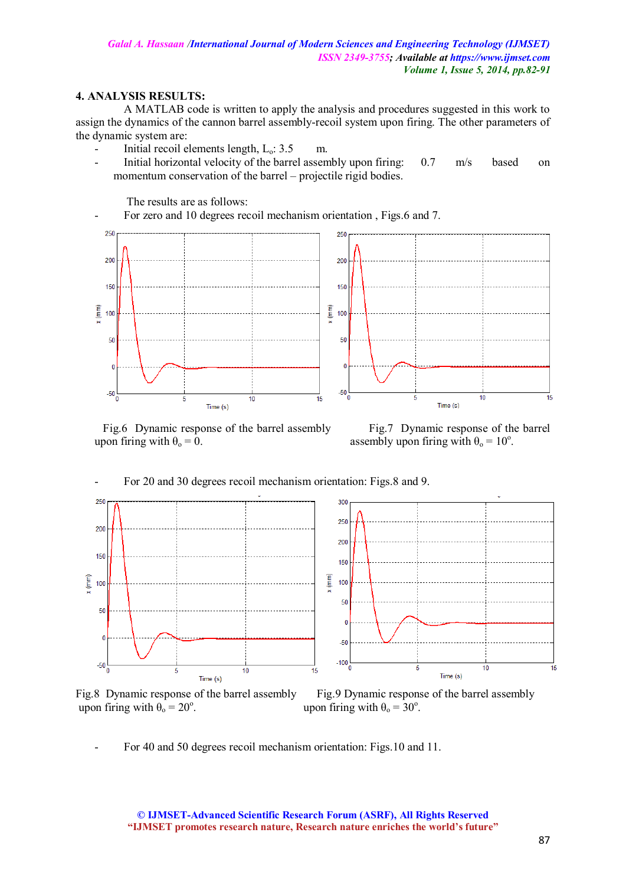## 4. ANALYSIS RESULTS:

A MATLAB code is written to apply the analysis and procedures suggested in this work to assign the dynamics of the cannon barrel assembly-recoil system upon firing. The other parameters of the dynamic system are:

- Initial recoil elements length, $L_o$: 3.5 m.
- Initial horizontal velocity of the barrel assembly upon firing: 0.7 m/s based on momentum conservation of the barrel – projectile rigid bodies.

The results are as follows:

- For zero and 10 degrees recoil mechanism orientation , Figs.6 and 7.

Fig.6 Dynamic response of the barrel assembly upon firing with $\theta_o = 0$.

Fig.7 Dynamic response of the barrel assembly upon firing with $\theta_o = 10^o$.

- For 20 and 30 degrees recoil mechanism orientation: Figs.8 and 9.

Fig.8 Dynamic response of the barrel assembly upon firing with $\theta_o = 20^o$.

Fig.9 Dynamic response of the barrel assembly upon firing with $\theta_o = 30^o$.

- For 40 and 50 degrees recoil mechanism orientation: Figs.10 and 11.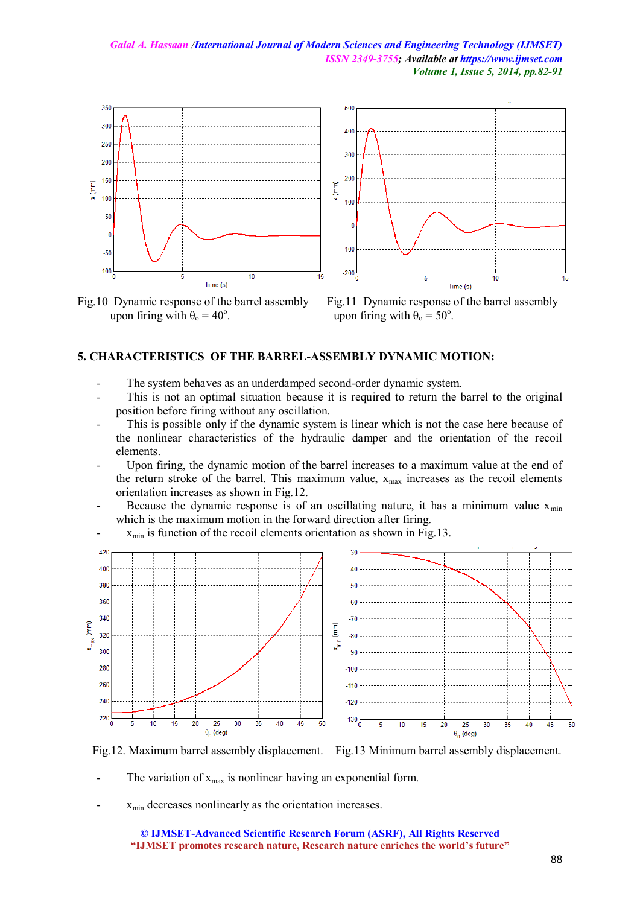Fig.10 Dynamic response of the barrel assembly upon firing with $\theta_o = 40^o$.

Fig.11 Dynamic response of the barrel assembly upon firing with $\theta_o = 50^o$.

## 5. CHARACTERISTICS OF THE BARREL-ASSEMBLY DYNAMIC MOTION:

- The system behaves as an underdamped second-order dynamic system.
- This is not an optimal situation because it is required to return the barrel to the original position before firing without any oscillation.
- This is possible only if the dynamic system is linear which is not the case here because of the nonlinear characteristics of the hydraulic damper and the orientation of the recoil elements.
- Upon firing, the dynamic motion of the barrel increases to a maximum value at the end of the return stroke of the barrel. This maximum value, $x_{max}$ increases as the recoil elements orientation increases as shown in Fig.12.
- Because the dynamic response is of an oscillating nature, it has a minimum value $x_{min}$ which is the maximum motion in the forward direction after firing.
- $x_{min}$ is function of the recoil elements orientation as shown in Fig.13.

Fig.12. Maximum barrel assembly displacement.

Fig.13 Minimum barrel assembly displacement.

- The variation of $x_{max}$ is nonlinear having an exponential form.
- $x_{min}$ decreases nonlinearly as the orientation increases.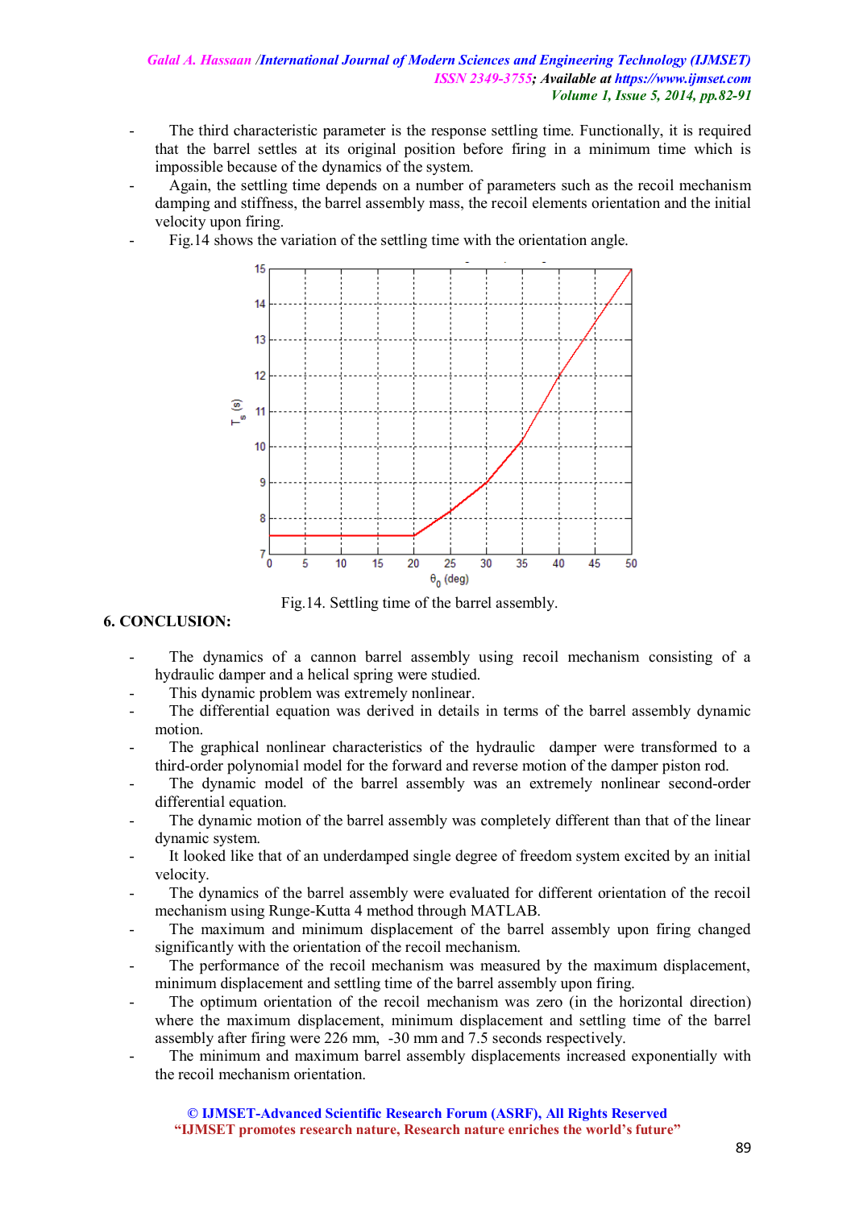- The third characteristic parameter is the response settling time. Functionally, it is required that the barrel settles at its original position before firing in a minimum time which is impossible because of the dynamics of the system.
- Again, the settling time depends on a number of parameters such as the recoil mechanism damping and stiffness, the barrel assembly mass, the recoil elements orientation and the initial velocity upon firing.
- Fig.14 shows the variation of the settling time with the orientation angle.

Fig.14. Settling time of the barrel assembly.

## 6. CONCLUSION:

- The dynamics of a cannon barrel assembly using recoil mechanism consisting of a hydraulic damper and a helical spring were studied.
- This dynamic problem was extremely nonlinear.
- The differential equation was derived in details in terms of the barrel assembly dynamic motion.
- The graphical nonlinear characteristics of the hydraulic damper were transformed to a third-order polynomial model for the forward and reverse motion of the damper piston rod.
- The dynamic model of the barrel assembly was an extremely nonlinear second-order differential equation.
- The dynamic motion of the barrel assembly was completely different than that of the linear dynamic system.
- It looked like that of an underdamped single degree of freedom system excited by an initial velocity.
- The dynamics of the barrel assembly were evaluated for different orientation of the recoil mechanism using Runge-Kutta 4 method through MATLAB.
- The maximum and minimum displacement of the barrel assembly upon firing changed significantly with the orientation of the recoil mechanism.
- The performance of the recoil mechanism was measured by the maximum displacement, minimum displacement and settling time of the barrel assembly upon firing.
- The optimum orientation of the recoil mechanism was zero (in the horizontal direction) where the maximum displacement, minimum displacement and settling time of the barrel assembly after firing were 226 mm, -30 mm and 7.5 seconds respectively.
- The minimum and maximum barrel assembly displacements increased exponentially with the recoil mechanism orientation.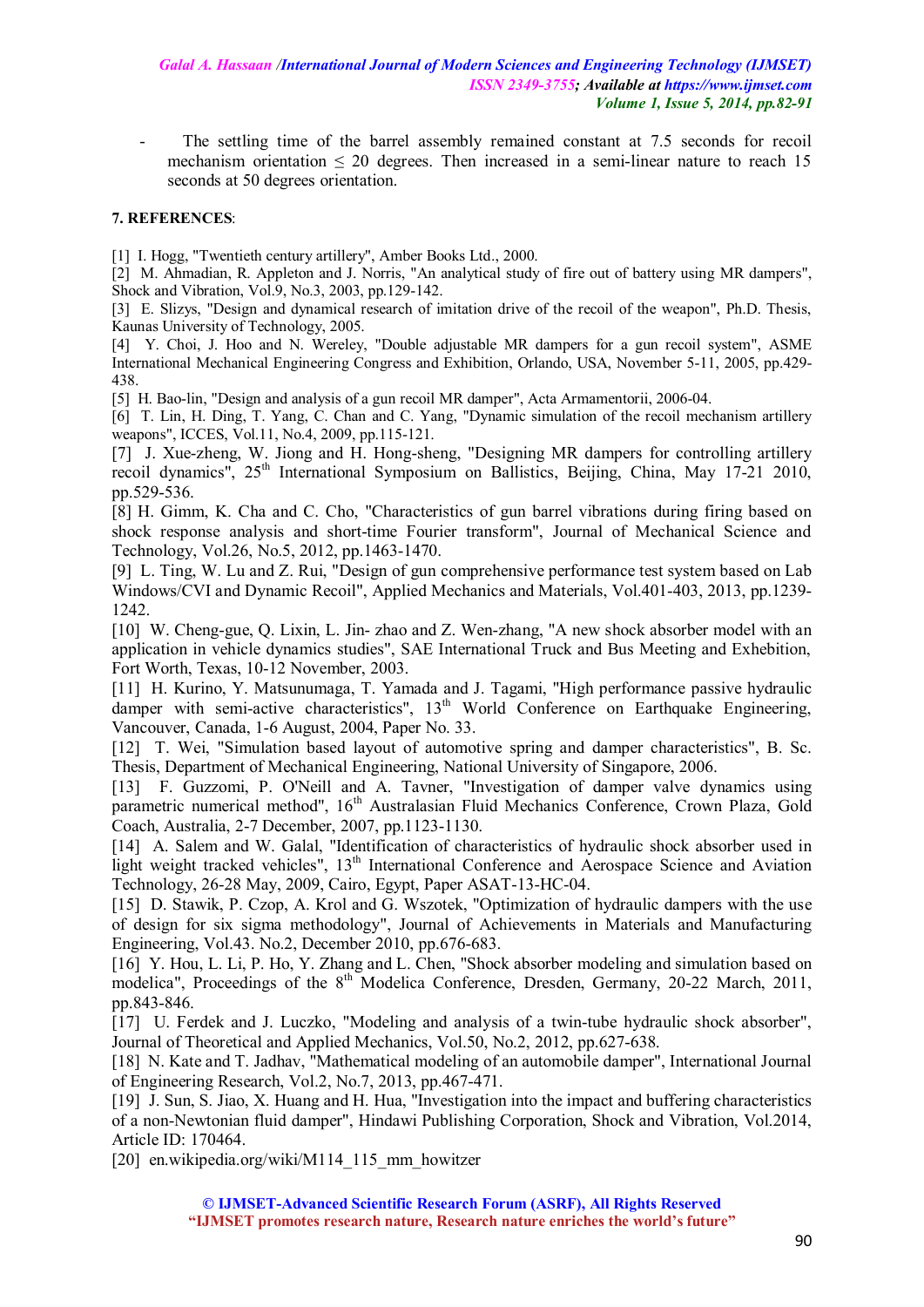- The settling time of the barrel assembly remained constant at 7.5 seconds for recoil mechanism orientation ≤ 20 degrees. Then increased in a semi-linear nature to reach 15 seconds at 50 degrees orientation.

## 7. REFERENCES:

[1] I. Hogg, "Twentieth century artillery", Amber Books Ltd., 2000.

[2] M. Ahmadian, R. Appleton and J. Norris, "An analytical study of fire out of battery using MR dampers", Shock and Vibration, Vol.9, No.3, 2003, pp.129-142.

[3] E. Slizys, "Design and dynamical research of imitation drive of the recoil of the weapon", Ph.D. Thesis, Kaunas University of Technology, 2005.

[4] Y. Choi, J. Hoo and N. Wereley, "Double adjustable MR dampers for a gun recoil system", ASME International Mechanical Engineering Congress and Exhibition, Orlando, USA, November 5-11, 2005, pp.429-438.

[5] H. Bao-lin, "Design and analysis of a gun recoil MR damper", Acta Armamentorii, 2006-04.

[6] T. Lin, H. Ding, T. Yang, C. Chan and C. Yang, "Dynamic simulation of the recoil mechanism artillery weapons", ICCES, Vol.11, No.4, 2009, pp.115-121.

[7] J. Xue-zheng, W. Jiong and H. Hong-sheng, "Designing MR dampers for controlling artillery recoil dynamics", 25th International Symposium on Ballistics, Beijing, China, May 17-21 2010, pp.529-536.

[8] H. Gimm, K. Cha and C. Cho, "Characteristics of gun barrel vibrations during firing based on shock response analysis and short-time Fourier transform", Journal of Mechanical Science and Technology, Vol.26, No.5, 2012, pp.1463-1470.

[9] L. Ting, W. Lu and Z. Rui, "Design of gun comprehensive performance test system based on Lab Windows/CVI and Dynamic Recoil", Applied Mechanics and Materials, Vol.401-403, 2013, pp.1239-1242.

[10] W. Cheng-gue, Q. Lixin, L. Jin- zhao and Z. Wen-zhang, "A new shock absorber model with an application in vehicle dynamics studies", SAE International Truck and Bus Meeting and Exhibition, Fort Worth, Texas, 10-12 November, 2003.

[11] H. Kurino, Y. Matsunumaga, T. Yamada and J. Tagami, "High performance passive hydraulic damper with semi-active characteristics", 13th World Conference on Earthquake Engineering, Vancouver, Canada, 1-6 August, 2004, Paper No. 33.

[12] T. Wei, "Simulation based layout of automotive spring and damper characteristics", B. Sc. Thesis, Department of Mechanical Engineering, National University of Singapore, 2006.

[13] F. Guzzomi, P. O'Neill and A. Tavner, "Investigation of damper valve dynamics using parametric numerical method", 16th Australasian Fluid Mechanics Conference, Crown Plaza, Gold Coach, Australia, 2-7 December, 2007, pp.1123-1130.

[14] A. Salem and W. Galal, "Identification of characteristics of hydraulic shock absorber used in light weight tracked vehicles", 13th International Conference and Aerospace Science and Aviation Technology, 26-28 May, 2009, Cairo, Egypt, Paper ASAT-13-HC-04.

[15] D. Stawik, P. Czop, A. Krol and G. Wszotek, "Optimization of hydraulic dampers with the use of design for six sigma methodology", Journal of Achievements in Materials and Manufacturing Engineering, Vol.43. No.2, December 2010, pp.676-683.

[16] Y. Hou, L. Li, P. Ho, Y. Zhang and L. Chen, "Shock absorber modeling and simulation based on modelica", Proceedings of the 8th Modelica Conference, Dresden, Germany, 20-22 March, 2011, pp.843-846.

[17] U. Ferdek and J. Luczko, "Modeling and analysis of a twin-tube hydraulic shock absorber", Journal of Theoretical and Applied Mechanics, Vol.50, No.2, 2012, pp.627-638.

[18] N. Kate and T. Jadhav, "Mathematical modeling of an automobile damper", International Journal of Engineering Research, Vol.2, No.7, 2013, pp.467-471.

[19] J. Sun, S. Jiao, X. Huang and H. Hua, "Investigation into the impact and buffering characteristics of a non-Newtonian fluid damper", Hindawi Publishing Corporation, Shock and Vibration, Vol.2014, Article ID: 170464.

[20] en.wikipedia.org/wiki/M114_115_mm_howitzer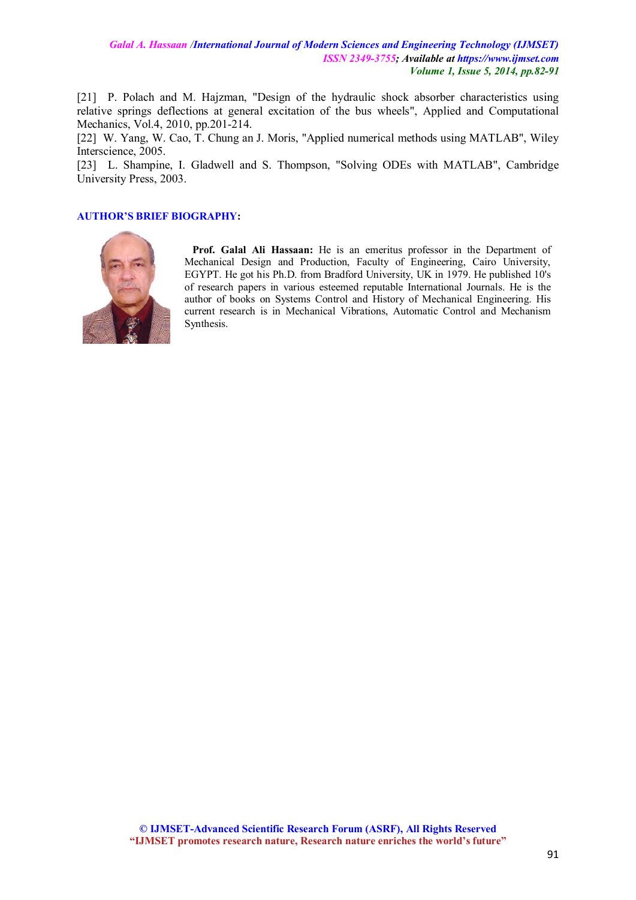[21] P. Polach and M. Hajzman, "Design of the hydraulic shock absorber characteristics using relative springs deflections at general excitation of the bus wheels", Applied and Computational Mechanics, Vol.4, 2010, pp.201-214.

[22] W. Yang, W. Cao, T. Chung an J. Moris, "Applied numerical methods using MATLAB", Wiley Interscience, 2005.

[23] L. Shampine, I. Gladwell and S. Thompson, "Solving ODEs with MATLAB", Cambridge University Press, 2003.

## AUTHOR'S BRIEF BIOGRAPHY:

**Prof. Galal Ali Hassaan:** He is an emeritus professor in the Department of Mechanical Design and Production, Faculty of Engineering, Cairo University, EGYPT. He got his Ph.D. from Bradford University, UK in 1979. He published 10's of research papers in various esteemed reputable International Journals. He is the author of books on Systems Control and History of Mechanical Engineering. His current research is in Mechanical Vibrations, Automatic Control and Mechanism Synthesis.

**© IJMSET-Advanced Scientific Research Forum (ASRF), All Rights Reserved**

**"IJMSET promotes research nature, Research nature enriches the world's future"**